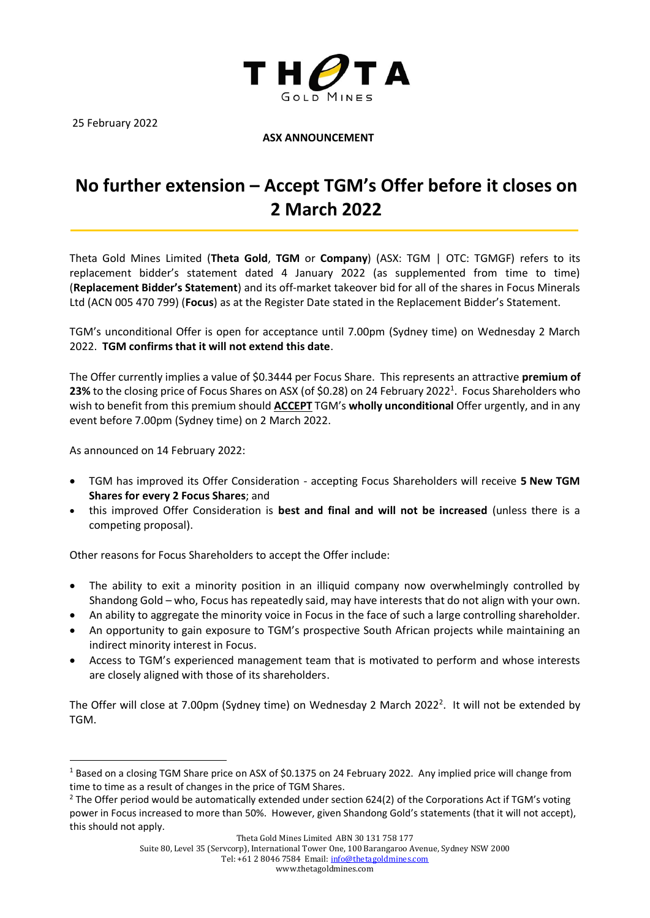25 February 2022

**ASX ANNOUNCEMENT**

# No further extension – Accept TGM's Offer before it closes on 2 March 2022

Theta Gold Mines Limited (**Theta Gold**, **TGM** or **Company**) (ASX: TGM | OTC: TGMGF) refers to its replacement bidder's statement dated 4 January 2022 (as supplemented from time to time) (**Replacement Bidder's Statement**) and its off-market takeover bid for all of the shares in Focus Minerals Ltd (ACN 005 470 799) (**Focus**) as at the Register Date stated in the Replacement Bidder's Statement.

TGM's unconditional Offer is open for acceptance until 7.00pm (Sydney time) on Wednesday 2 March 2022. **TGM confirms that it will not extend this date**.

The Offer currently implies a value of $0.3444 per Focus Share. This represents an attractive **premium of 23%** to the closing price of Focus Shares on ASX (of $0.28) on 24 February 2022[1]. Focus Shareholders who wish to benefit from this premium should **ACCEPT** TGM's **wholly unconditional** Offer urgently, and in any event before 7.00pm (Sydney time) on 2 March 2022.

As announced on 14 February 2022:

- TGM has improved its Offer Consideration - accepting Focus Shareholders will receive **5 New TGM Shares for every 2 Focus Shares**; and
- this improved Offer Consideration is **best and final and will not be increased** (unless there is a competing proposal).

Other reasons for Focus Shareholders to accept the Offer include:

- The ability to exit a minority position in an illiquid company now overwhelmingly controlled by Shandong Gold – who, Focus has repeatedly said, may have interests that do not align with your own.
- An ability to aggregate the minority voice in Focus in the face of such a large controlling shareholder.
- An opportunity to gain exposure to TGM's prospective South African projects while maintaining an indirect minority interest in Focus.
- Access to TGM's experienced management team that is motivated to perform and whose interests are closely aligned with those of its shareholders.

The Offer will close at 7.00pm (Sydney time) on Wednesday 2 March 2022[2]. It will not be extended by TGM.

---

[1] Based on a closing TGM Share price on ASX of $0.1375 on 24 February 2022. Any implied price will change from time to time as a result of changes in the price of TGM Shares.

[2] The Offer period would be automatically extended under section 624(2) of the Corporations Act if TGM's voting power in Focus increased to more than 50%. However, given Shandong Gold's statements (that it will not accept), this should not apply.

Theta Gold Mines Limited ABN 30 131 758 177
Suite 80, Level 35 (Servcorp), International Tower One, 100 Barangaroo Avenue, Sydney NSW 2000
Tel: +61 2 8046 7584 Email: info@thetagoldmines.com
www.thetagoldmines.com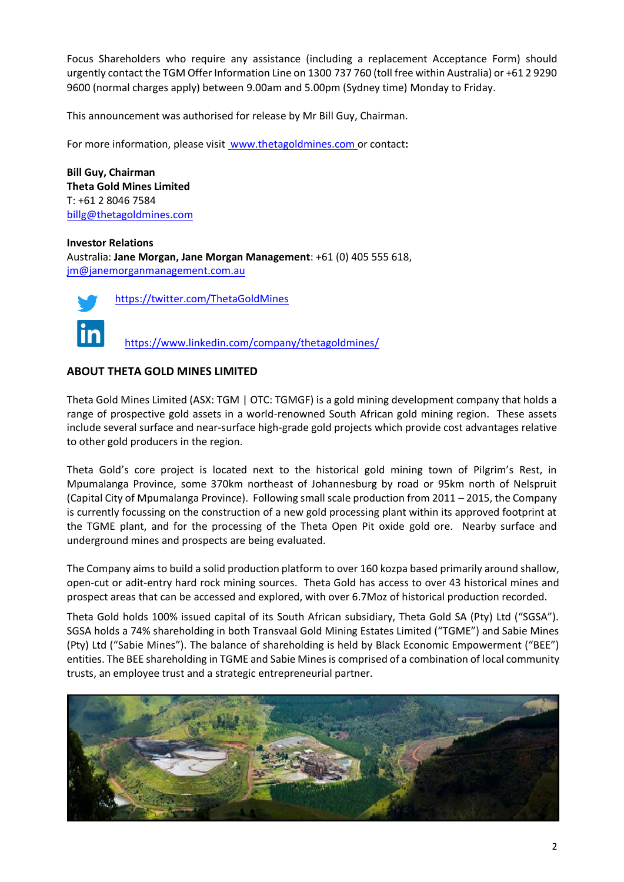Focus Shareholders who require any assistance (including a replacement Acceptance Form) should urgently contact the TGM Offer Information Line on 1300 737 760 (toll free within Australia) or +61 2 9290 9600 (normal charges apply) between 9.00am and 5.00pm (Sydney time) Monday to Friday.

This announcement was authorised for release by Mr Bill Guy, Chairman.

For more information, please visit www.thetagoldmines.com or contact**:**

**Bill Guy, Chairman**
**Theta Gold Mines Limited**
T: +61 2 8046 7584
billg@thetagoldmines.com

**Investor Relations**
Australia: **Jane Morgan, Jane Morgan Management**: +61 (0) 405 555 618,
jm@janemorganmanagement.com.au

https://twitter.com/ThetaGoldMines

https://www.linkedin.com/company/thetagoldmines/

## ABOUT THETA GOLD MINES LIMITED

Theta Gold Mines Limited (ASX: TGM | OTC: TGMGF) is a gold mining development company that holds a range of prospective gold assets in a world-renowned South African gold mining region. These assets include several surface and near-surface high-grade gold projects which provide cost advantages relative to other gold producers in the region.

Theta Gold's core project is located next to the historical gold mining town of Pilgrim's Rest, in Mpumalanga Province, some 370km northeast of Johannesburg by road or 95km north of Nelspruit (Capital City of Mpumalanga Province). Following small scale production from 2011 – 2015, the Company is currently focussing on the construction of a new gold processing plant within its approved footprint at the TGME plant, and for the processing of the Theta Open Pit oxide gold ore. Nearby surface and underground mines and prospects are being evaluated.

The Company aims to build a solid production platform to over 160 kozpa based primarily around shallow, open-cut or adit-entry hard rock mining sources. Theta Gold has access to over 43 historical mines and prospect areas that can be accessed and explored, with over 6.7Moz of historical production recorded.

Theta Gold holds 100% issued capital of its South African subsidiary, Theta Gold SA (Pty) Ltd ("SGSA"). SGSA holds a 74% shareholding in both Transvaal Gold Mining Estates Limited ("TGME") and Sabie Mines (Pty) Ltd ("Sabie Mines"). The balance of shareholding is held by Black Economic Empowerment ("BEE") entities. The BEE shareholding in TGME and Sabie Mines is comprised of a combination of local community trusts, an employee trust and a strategic entrepreneurial partner.